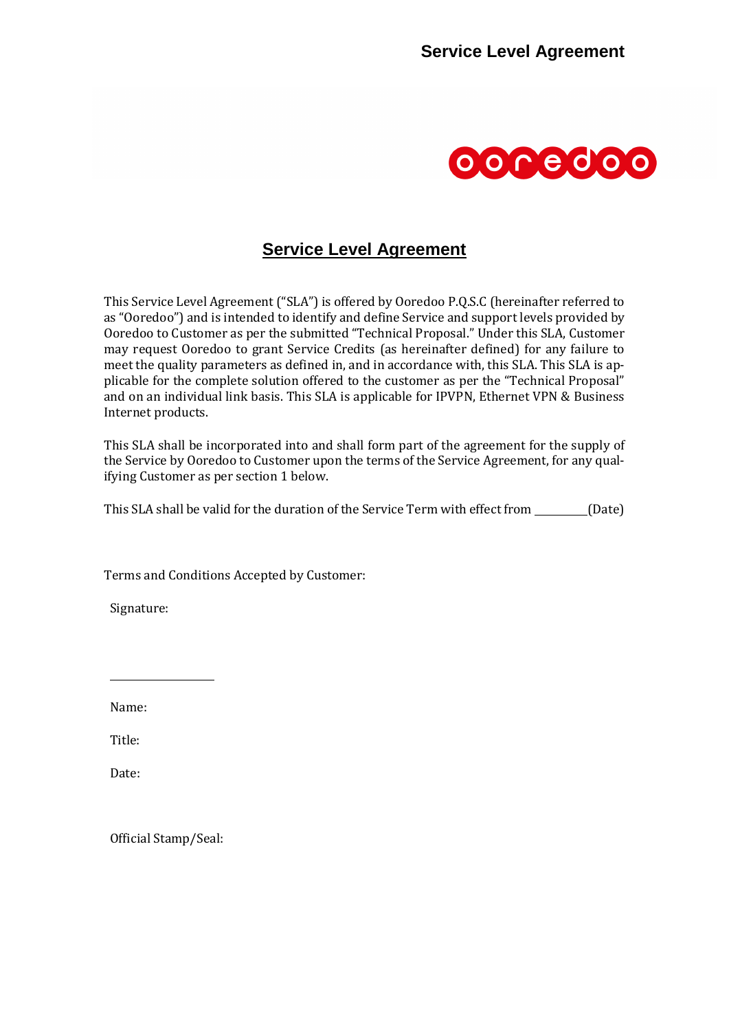# Service Level Agreement

This Service Level Agreement ("SLA") is offered by Ooredoo P.Q.S.C (hereinafter referred to as "Ooredoo") and is intended to identify and define Service and support levels provided by Ooredoo to Customer as per the submitted "Technical Proposal." Under this SLA, Customer may request Ooredoo to grant Service Credits (as hereinafter defined) for any failure to meet the quality parameters as defined in, and in accordance with, this SLA. This SLA is applicable for the complete solution offered to the customer as per the "Technical Proposal" and on an individual link basis. This SLA is applicable for IPVPN, Ethernet VPN & Business Internet products.

This SLA shall be incorporated into and shall form part of the agreement for the supply of the Service by Ooredoo to Customer upon the terms of the Service Agreement, for any qualifying Customer as per section 1 below.

This SLA shall be valid for the duration of the Service Term with effect from __________(Date)

Terms and Conditions Accepted by Customer:

Signature:

__________________

Name:

Title:

Date:

Official Stamp/Seal: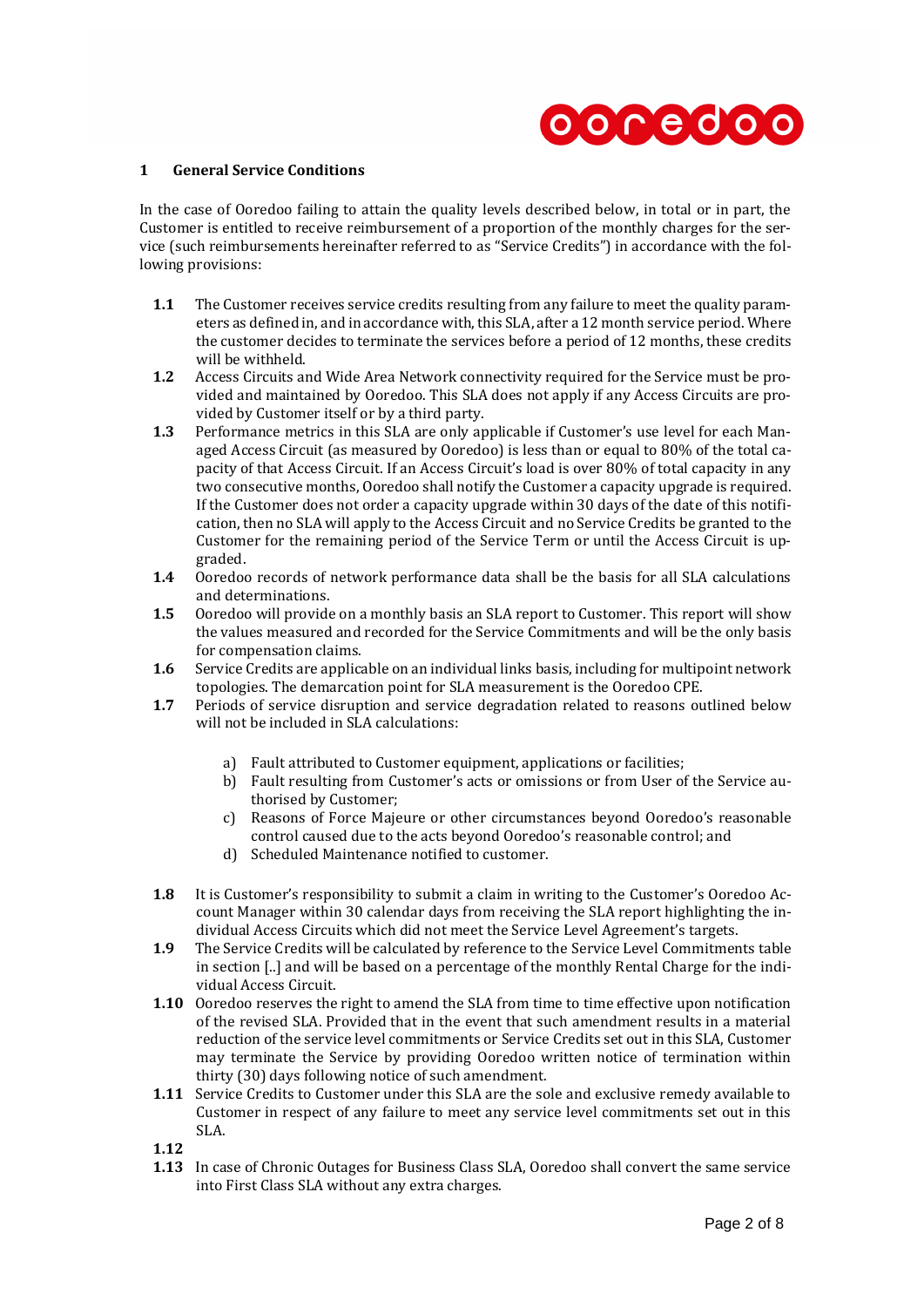## 1 General Service Conditions

In the case of Ooredoo failing to attain the quality levels described below, in total or in part, the Customer is entitled to receive reimbursement of a proportion of the monthly charges for the service (such reimbursements hereinafter referred to as "Service Credits") in accordance with the following provisions:

**1.1** The Customer receives service credits resulting from any failure to meet the quality parameters as defined in, and in accordance with, this SLA, after a 12 month service period. Where the customer decides to terminate the services before a period of 12 months, these credits will be withheld.

**1.2** Access Circuits and Wide Area Network connectivity required for the Service must be provided and maintained by Ooredoo. This SLA does not apply if any Access Circuits are provided by Customer itself or by a third party.

**1.3** Performance metrics in this SLA are only applicable if Customer's use level for each Managed Access Circuit (as measured by Ooredoo) is less than or equal to 80% of the total capacity of that Access Circuit. If an Access Circuit's load is over 80% of total capacity in any two consecutive months, Ooredoo shall notify the Customer a capacity upgrade is required. If the Customer does not order a capacity upgrade within 30 days of the date of this notification, then no SLA will apply to the Access Circuit and no Service Credits be granted to the Customer for the remaining period of the Service Term or until the Access Circuit is upgraded.

**1.4** Ooredoo records of network performance data shall be the basis for all SLA calculations and determinations.

**1.5** Ooredoo will provide on a monthly basis an SLA report to Customer. This report will show the values measured and recorded for the Service Commitments and will be the only basis for compensation claims.

**1.6** Service Credits are applicable on an individual links basis, including for multipoint network topologies. The demarcation point for SLA measurement is the Ooredoo CPE.

**1.7** Periods of service disruption and service degradation related to reasons outlined below will not be included in SLA calculations:

a) Fault attributed to Customer equipment, applications or facilities;
b) Fault resulting from Customer's acts or omissions or from User of the Service authorised by Customer;
c) Reasons of Force Majeure or other circumstances beyond Ooredoo's reasonable control caused due to the acts beyond Ooredoo's reasonable control; and
d) Scheduled Maintenance notified to customer.

**1.8** It is Customer's responsibility to submit a claim in writing to the Customer's Ooredoo Account Manager within 30 calendar days from receiving the SLA report highlighting the individual Access Circuits which did not meet the Service Level Agreement's targets.

**1.9** The Service Credits will be calculated by reference to the Service Level Commitments table in section [..] and will be based on a percentage of the monthly Rental Charge for the individual Access Circuit.

**1.10** Ooredoo reserves the right to amend the SLA from time to time effective upon notification of the revised SLA. Provided that in the event that such amendment results in a material reduction of the service level commitments or Service Credits set out in this SLA, Customer may terminate the Service by providing Ooredoo written notice of termination within thirty (30) days following notice of such amendment.

**1.11** Service Credits to Customer under this SLA are the sole and exclusive remedy available to Customer in respect of any failure to meet any service level commitments set out in this SLA.

**1.12**

**1.13** In case of Chronic Outages for Business Class SLA, Ooredoo shall convert the same service into First Class SLA without any extra charges.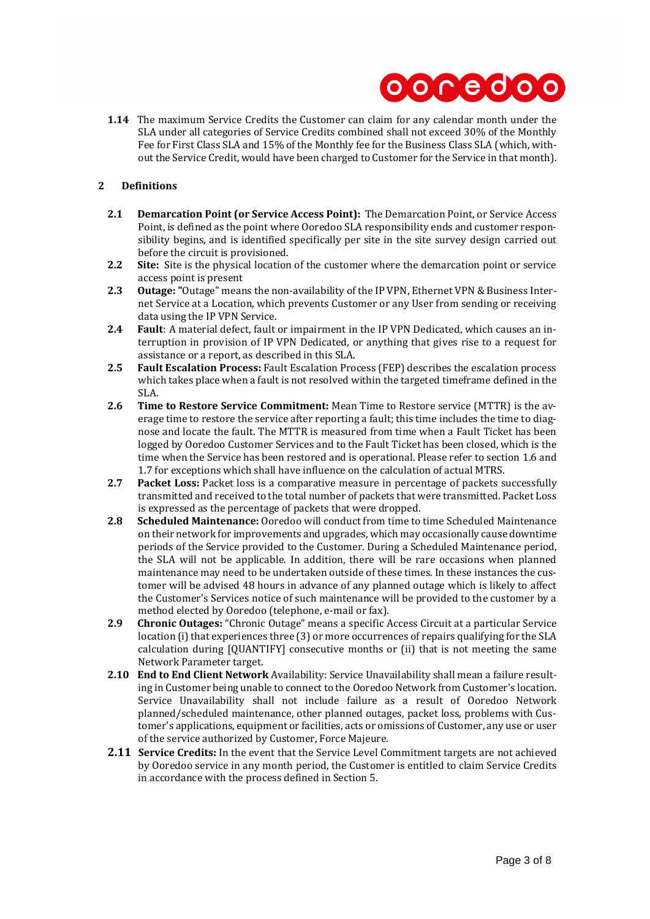**1.14** The maximum Service Credits the Customer can claim for any calendar month under the SLA under all categories of Service Credits combined shall not exceed 30% of the Monthly Fee for First Class SLA and 15% of the Monthly fee for the Business Class SLA (which, without the Service Credit, would have been charged to Customer for the Service in that month).

## 2 Definitions

**2.1** **Demarcation Point (or Service Access Point):** The Demarcation Point, or Service Access Point, is defined as the point where Ooredoo SLA responsibility ends and customer responsibility begins, and is identified specifically per site in the site survey design carried out before the circuit is provisioned.

**2.2** **Site:** Site is the physical location of the customer where the demarcation point or service access point is present

**2.3** **Outage:** "Outage" means the non-availability of the IP VPN, Ethernet VPN & Business Internet Service at a Location, which prevents Customer or any User from sending or receiving data using the IP VPN Service.

**2.4** **Fault**: A material defect, fault or impairment in the IP VPN Dedicated, which causes an interruption in provision of IP VPN Dedicated, or anything that gives rise to a request for assistance or a report, as described in this SLA.

**2.5** **Fault Escalation Process:** Fault Escalation Process (FEP) describes the escalation process which takes place when a fault is not resolved within the targeted timeframe defined in the SLA.

**2.6** **Time to Restore Service Commitment:** Mean Time to Restore service (MTTR) is the average time to restore the service after reporting a fault; this time includes the time to diagnose and locate the fault. The MTTR is measured from time when a Fault Ticket has been logged by Ooredoo Customer Services and to the Fault Ticket has been closed, which is the time when the Service has been restored and is operational. Please refer to section 1.6 and 1.7 for exceptions which shall have influence on the calculation of actual MTRS.

**2.7** **Packet Loss:** Packet loss is a comparative measure in percentage of packets successfully transmitted and received to the total number of packets that were transmitted. Packet Loss is expressed as the percentage of packets that were dropped.

**2.8** **Scheduled Maintenance:** Ooredoo will conduct from time to time Scheduled Maintenance on their network for improvements and upgrades, which may occasionally cause downtime periods of the Service provided to the Customer. During a Scheduled Maintenance period, the SLA will not be applicable. In addition, there will be rare occasions when planned maintenance may need to be undertaken outside of these times. In these instances the customer will be advised 48 hours in advance of any planned outage which is likely to affect the Customer's Services notice of such maintenance will be provided to the customer by a method elected by Ooredoo (telephone, e-mail or fax).

**2.9** **Chronic Outages:** "Chronic Outage" means a specific Access Circuit at a particular Service location (i) that experiences three (3) or more occurrences of repairs qualifying for the SLA calculation during [QUANTIFY] consecutive months or (ii) that is not meeting the same Network Parameter target.

**2.10** **End to End Client Network** Availability: Service Unavailability shall mean a failure resulting in Customer being unable to connect to the Ooredoo Network from Customer's location. Service Unavailability shall not include failure as a result of Ooredoo Network planned/scheduled maintenance, other planned outages, packet loss, problems with Customer's applications, equipment or facilities, acts or omissions of Customer, any use or user of the service authorized by Customer, Force Majeure.

**2.11** **Service Credits:** In the event that the Service Level Commitment targets are not achieved by Ooredoo service in any month period, the Customer is entitled to claim Service Credits in accordance with the process defined in Section 5.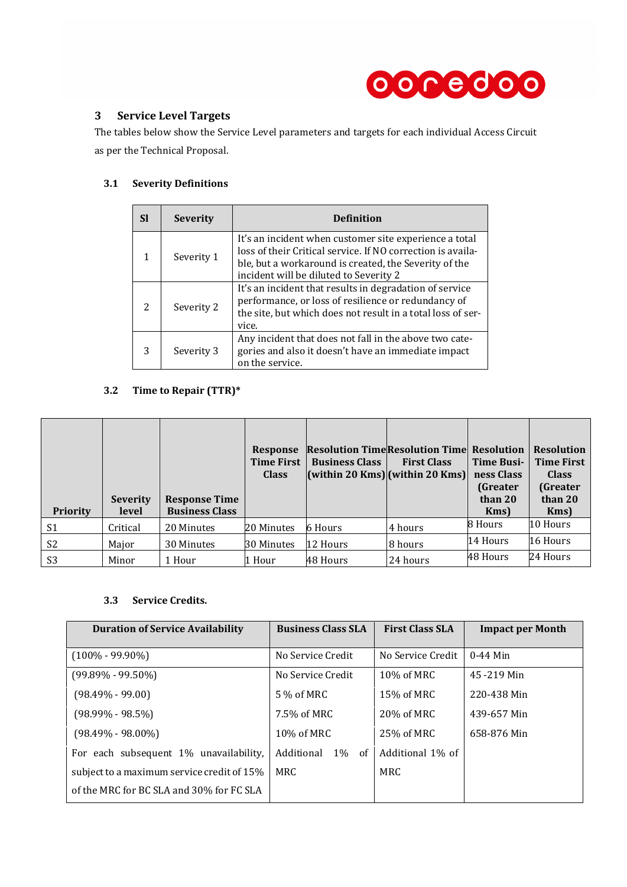## 3 Service Level Targets

The tables below show the Service Level parameters and targets for each individual Access Circuit as per the Technical Proposal.

### 3.1 Severity Definitions

| Sl | Severity | Definition |
|---|---|---|
| 1 | Severity 1 | It's an incident when customer site experience a total loss of their Critical service. If NO correction is available, but a workaround is created, the Severity of the incident will be diluted to Severity 2 |
| 2 | Severity 2 | It's an incident that results in degradation of service performance, or loss of resilience or redundancy of the site, but which does not result in a total loss of service. |
| 3 | Severity 3 | Any incident that does not fall in the above two categories and also it doesn't have an immediate impact on the service. |

### 3.2 Time to Repair (TTR)*

| Priority | Severity level | Response Time Business Class | Response Time First Class | Resolution Time Business Class (within 20 Kms) | Resolution Time First Class (within 20 Kms) | Resolution Time Business Class (Greater than 20 Kms) | Resolution Time First Class (Greater than 20 Kms) |
|---|---|---|---|---|---|---|---|
| S1 | Critical | 20 Minutes | 20 Minutes | 6 Hours | 4 hours | 8 Hours | 10 Hours |
| S2 | Major | 30 Minutes | 30 Minutes | 12 Hours | 8 hours | 14 Hours | 16 Hours |
| S3 | Minor | 1 Hour | 1 Hour | 48 Hours | 24 hours | 48 Hours | 24 Hours |

### 3.3 Service Credits.

| Duration of Service Availability | Business Class SLA | First Class SLA | Impact per Month |
|---|---|---|---|
| (100% - 99.90%) | No Service Credit | No Service Credit | 0-44 Min |
| (99.89% - 99.50%) | No Service Credit | 10% of MRC | 45 -219 Min |
| (98.49% - 99.00) | 5 % of MRC | 15% of MRC | 220-438 Min |
| (98.99% - 98.5%) | 7.5% of MRC | 20% of MRC | 439-657 Min |
| (98.49% - 98.00%) | 10% of MRC | 25% of MRC | 658-876 Min |
| For each subsequent 1% unavailability, subject to a maximum service credit of 15% of the MRC for BC SLA and 30% for FC SLA | Additional 1% of MRC | Additional 1% of MRC | |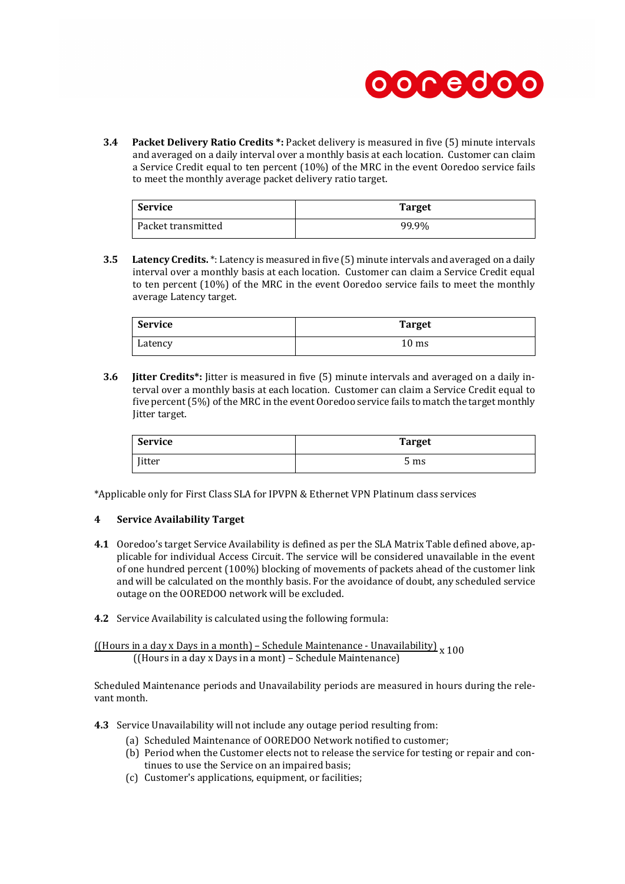**3.4** **Packet Delivery Ratio Credits \*:** Packet delivery is measured in five (5) minute intervals and averaged on a daily interval over a monthly basis at each location. Customer can claim a Service Credit equal to ten percent (10%) of the MRC in the event Ooredoo service fails to meet the monthly average packet delivery ratio target.

| Service | Target |
| --- | --- |
| Packet transmitted | 99.9% |

**3.5** **Latency Credits.** \*: Latency is measured in five (5) minute intervals and averaged on a daily interval over a monthly basis at each location. Customer can claim a Service Credit equal to ten percent (10%) of the MRC in the event Ooredoo service fails to meet the monthly average Latency target.

| Service | Target |
| --- | --- |
| Latency | 10 ms |

**3.6** **Jitter Credits\*:** Jitter is measured in five (5) minute intervals and averaged on a daily interval over a monthly basis at each location. Customer can claim a Service Credit equal to five percent (5%) of the MRC in the event Ooredoo service fails to match the target monthly Jitter target.

| Service | Target |
| --- | --- |
| Jitter | 5 ms |

\*Applicable only for First Class SLA for IPVPN & Ethernet VPN Platinum class services

## 4 Service Availability Target

**4.1** Ooredoo's target Service Availability is defined as per the SLA Matrix Table defined above, applicable for individual Access Circuit. The service will be considered unavailable in the event of one hundred percent (100%) blocking of movements of packets ahead of the customer link and will be calculated on the monthly basis. For the avoidance of doubt, any scheduled service outage on the OOREDOO network will be excluded.

**4.2** Service Availability is calculated using the following formula:

$$\frac{((\text{Hours in a day} \times \text{Days in a month}) - \text{Schedule Maintenance} - \text{Unavailability})}{((\text{Hours in a day} \times \text{Days in a mont}) - \text{Schedule Maintenance})} \times 100$$

Scheduled Maintenance periods and Unavailability periods are measured in hours during the relevant month.

**4.3** Service Unavailability will not include any outage period resulting from:

(a) Scheduled Maintenance of OOREDOO Network notified to customer;
(b) Period when the Customer elects not to release the service for testing or repair and continues to use the Service on an impaired basis;
(c) Customer's applications, equipment, or facilities;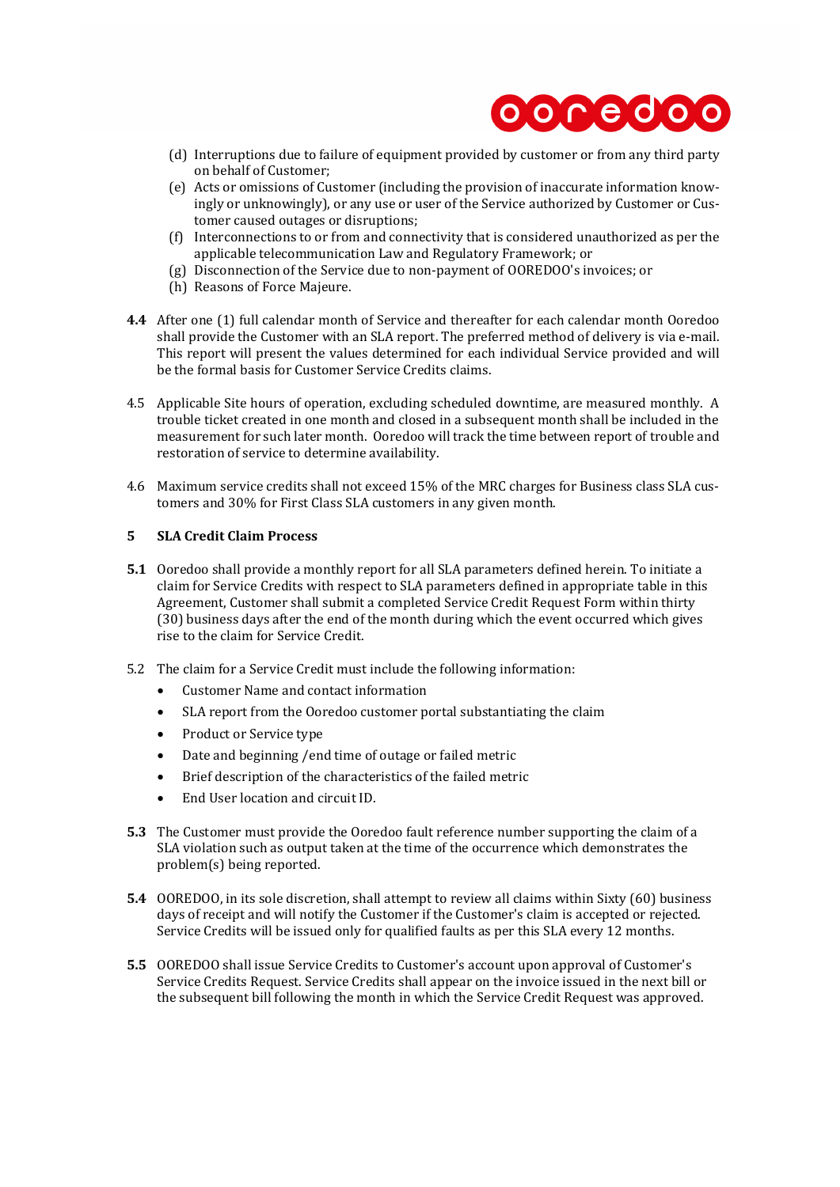(d) Interruptions due to failure of equipment provided by customer or from any third party on behalf of Customer;
(e) Acts or omissions of Customer (including the provision of inaccurate information knowingly or unknowingly), or any use or user of the Service authorized by Customer or Customer caused outages or disruptions;
(f) Interconnections to or from and connectivity that is considered unauthorized as per the applicable telecommunication Law and Regulatory Framework; or
(g) Disconnection of the Service due to non-payment of OOREDOO's invoices; or
(h) Reasons of Force Majeure.

**4.4** After one (1) full calendar month of Service and thereafter for each calendar month Ooredoo shall provide the Customer with an SLA report. The preferred method of delivery is via e-mail. This report will present the values determined for each individual Service provided and will be the formal basis for Customer Service Credits claims.

4.5 Applicable Site hours of operation, excluding scheduled downtime, are measured monthly. A trouble ticket created in one month and closed in a subsequent month shall be included in the measurement for such later month. Ooredoo will track the time between report of trouble and restoration of service to determine availability.

4.6 Maximum service credits shall not exceed 15% of the MRC charges for Business class SLA customers and 30% for First Class SLA customers in any given month.

## 5 SLA Credit Claim Process

**5.1** Ooredoo shall provide a monthly report for all SLA parameters defined herein. To initiate a claim for Service Credits with respect to SLA parameters defined in appropriate table in this Agreement, Customer shall submit a completed Service Credit Request Form within thirty (30) business days after the end of the month during which the event occurred which gives rise to the claim for Service Credit.

5.2 The claim for a Service Credit must include the following information:

- Customer Name and contact information
- SLA report from the Ooredoo customer portal substantiating the claim
- Product or Service type
- Date and beginning /end time of outage or failed metric
- Brief description of the characteristics of the failed metric
- End User location and circuit ID.

**5.3** The Customer must provide the Ooredoo fault reference number supporting the claim of a SLA violation such as output taken at the time of the occurrence which demonstrates the problem(s) being reported.

**5.4** OOREDOO, in its sole discretion, shall attempt to review all claims within Sixty (60) business days of receipt and will notify the Customer if the Customer's claim is accepted or rejected. Service Credits will be issued only for qualified faults as per this SLA every 12 months.

**5.5** OOREDOO shall issue Service Credits to Customer's account upon approval of Customer's Service Credits Request. Service Credits shall appear on the invoice issued in the next bill or the subsequent bill following the month in which the Service Credit Request was approved.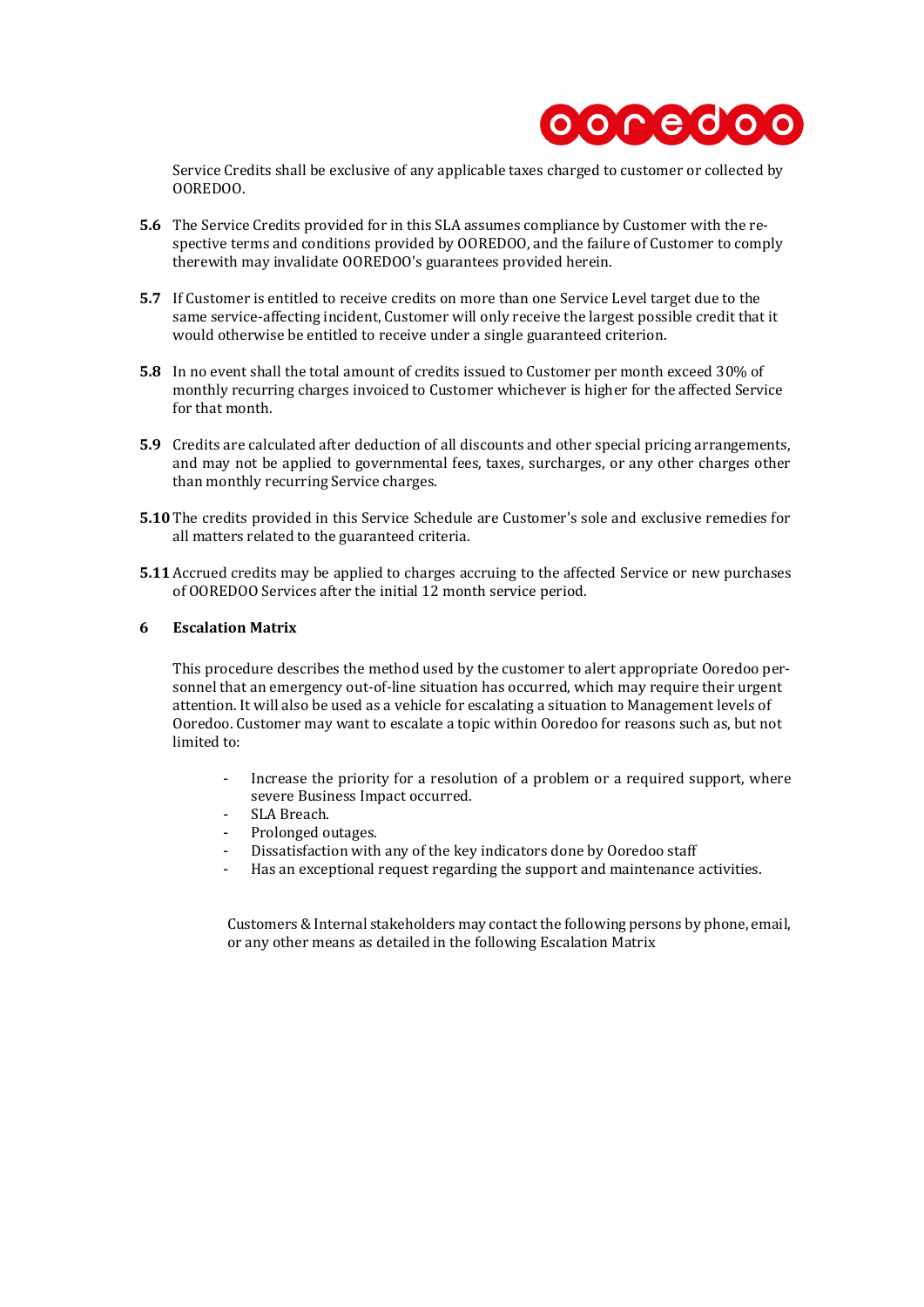Service Credits shall be exclusive of any applicable taxes charged to customer or collected by OOREDOO.

**5.6** The Service Credits provided for in this SLA assumes compliance by Customer with the respective terms and conditions provided by OOREDOO, and the failure of Customer to comply therewith may invalidate OOREDOO's guarantees provided herein.

**5.7** If Customer is entitled to receive credits on more than one Service Level target due to the same service-affecting incident, Customer will only receive the largest possible credit that it would otherwise be entitled to receive under a single guaranteed criterion.

**5.8** In no event shall the total amount of credits issued to Customer per month exceed 30% of monthly recurring charges invoiced to Customer whichever is higher for the affected Service for that month.

**5.9** Credits are calculated after deduction of all discounts and other special pricing arrangements, and may not be applied to governmental fees, taxes, surcharges, or any other charges other than monthly recurring Service charges.

**5.10** The credits provided in this Service Schedule are Customer's sole and exclusive remedies for all matters related to the guaranteed criteria.

**5.11** Accrued credits may be applied to charges accruing to the affected Service or new purchases of OOREDOO Services after the initial 12 month service period.

## 6 Escalation Matrix

This procedure describes the method used by the customer to alert appropriate Ooredoo personnel that an emergency out-of-line situation has occurred, which may require their urgent attention. It will also be used as a vehicle for escalating a situation to Management levels of Ooredoo. Customer may want to escalate a topic within Ooredoo for reasons such as, but not limited to:

- Increase the priority for a resolution of a problem or a required support, where severe Business Impact occurred.
- SLA Breach.
- Prolonged outages.
- Dissatisfaction with any of the key indicators done by Ooredoo staff
- Has an exceptional request regarding the support and maintenance activities.

Customers & Internal stakeholders may contact the following persons by phone, email, or any other means as detailed in the following Escalation Matrix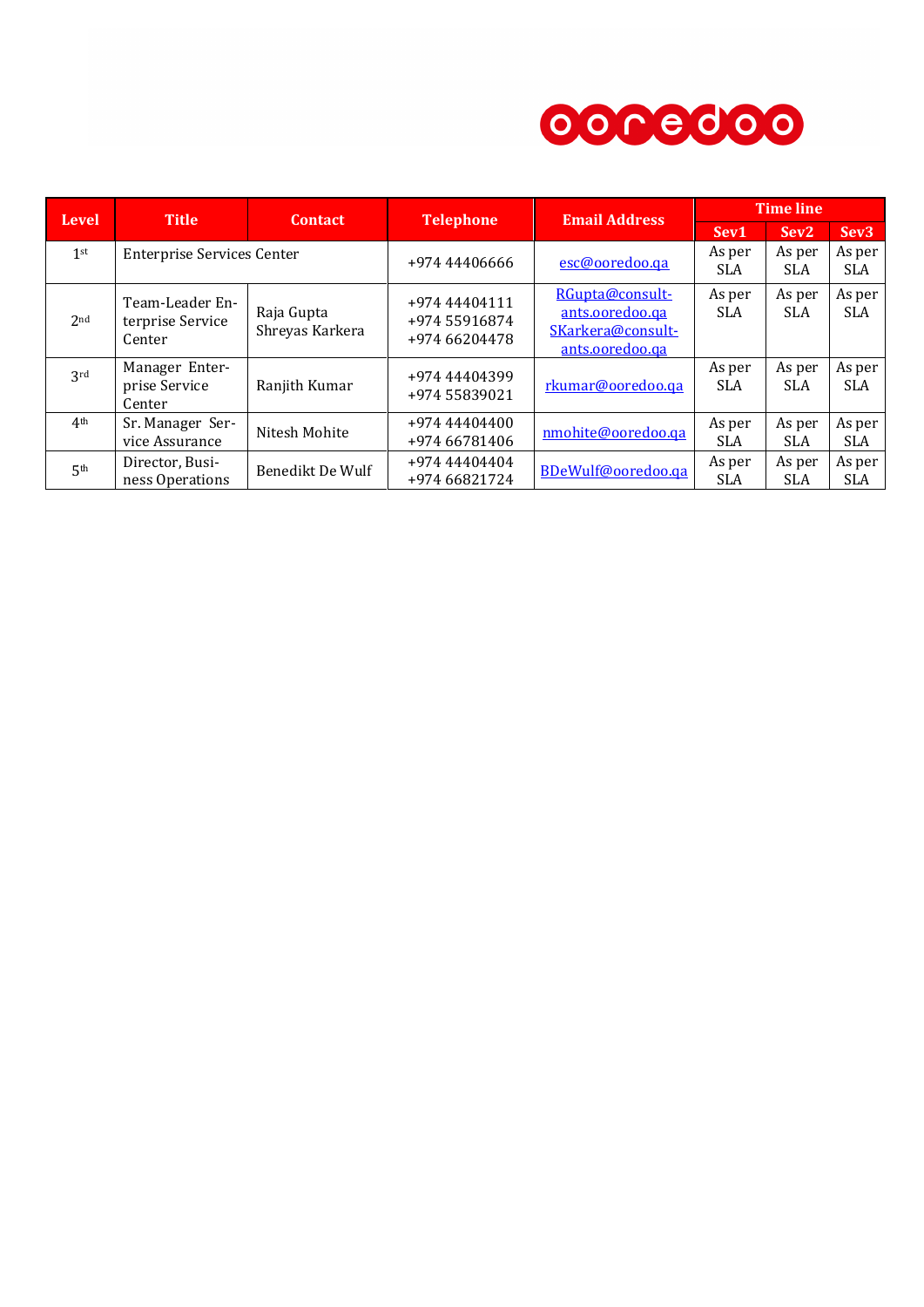| Level | Title | Contact | Telephone | Email Address | Time line | | |
|---|---|---|---|---|---|---|---|
| | | | | | Sev1 | Sev2 | Sev3 |
| 1st | Enterprise Services Center | | +974 44406666 | esc@ooredoo.qa | As per SLA | As per SLA | As per SLA |
| 2nd | Team-Leader Enterprise Service Center | Raja Gupta<br>Shreyas Karkera | +974 44404111<br>+974 55916874<br>+974 66204478 | RGupta@consultants.ooredoo.qa<br>SKarkera@consultants.ooredoo.qa | As per SLA | As per SLA | As per SLA |
| 3rd | Manager Enterprise Service Center | Ranjith Kumar | +974 44404399<br>+974 55839021 | rkumar@ooredoo.qa | As per SLA | As per SLA | As per SLA |
| 4th | Sr. Manager Service Assurance | Nitesh Mohite | +974 44404400<br>+974 66781406 | nmohite@ooredoo.qa | As per SLA | As per SLA | As per SLA |
| 5th | Director, Business Operations | Benedikt De Wulf | +974 44404404<br>+974 66821724 | BDeWulf@ooredoo.qa | As per SLA | As per SLA | As per SLA |